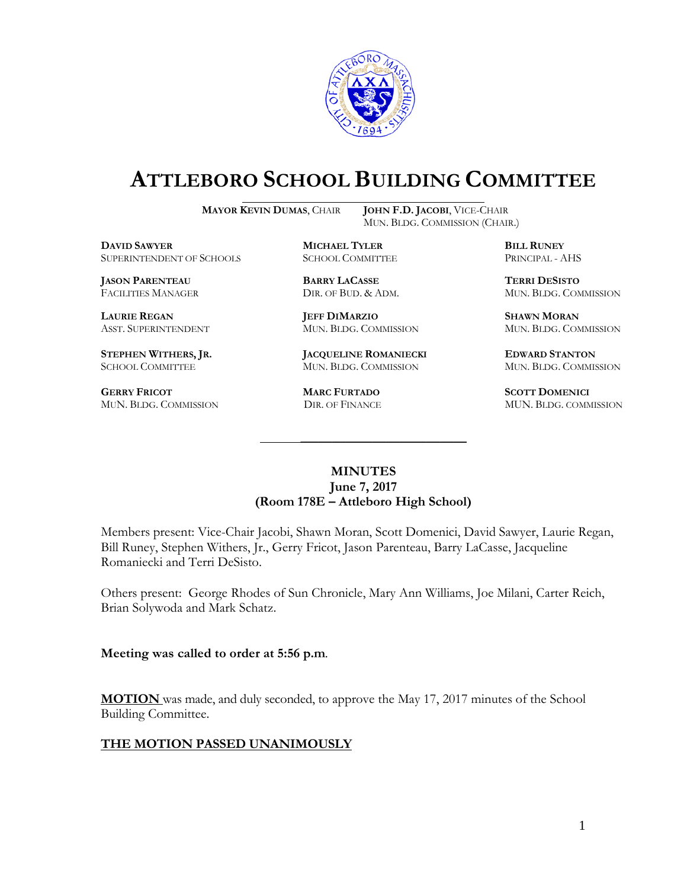# ATTLEBORO SCHOOL BUILDING COMMITTEE

**MAYOR KEVIN DUMAS**, CHAIR

**JOHN F.D. JACOBI**, VICE-CHAIR
MUN. BLDG. COMMISSION (CHAIR.)

**DAVID SAWYER**
SUPERINTENDENT OF SCHOOLS

**MICHAEL TYLER**
SCHOOL COMMITTEE

**BILL RUNEY**
PRINCIPAL - AHS

**JASON PARENTEAU**
FACILITIES MANAGER

**BARRY LACASSE**
DIR. OF BUD. & ADM.

**TERRI DESISTO**
MUN. BLDG. COMMISSION

**LAURIE REGAN**
ASST. SUPERINTENDENT

**JEFF DIMARZIO**
MUN. BLDG. COMMISSION

**SHAWN MORAN**
MUN. BLDG. COMMISSION

**STEPHEN WITHERS, JR.**
SCHOOL COMMITTEE

**JACQUELINE ROMANIECKI**
MUN. BLDG. COMMISSION

**EDWARD STANTON**
MUN. BLDG. COMMISSION

**GERRY FRICOT**
MUN. BLDG. COMMISSION

**MARC FURTADO**
DIR. OF FINANCE

**SCOTT DOMENICI**
MUN. BLDG. COMMISSION

**MINUTES**
**June 7, 2017**
**(Room 178E – Attleboro High School)**

Members present: Vice-Chair Jacobi, Shawn Moran, Scott Domenici, David Sawyer, Laurie Regan, Bill Runey, Stephen Withers, Jr., Gerry Fricot, Jason Parenteau, Barry LaCasse, Jacqueline Romaniecki and Terri DeSisto.

Others present: George Rhodes of Sun Chronicle, Mary Ann Williams, Joe Milani, Carter Reich, Brian Solywoda and Mark Schatz.

**Meeting was called to order at 5:56 p.m**.

**MOTION** was made, and duly seconded, to approve the May 17, 2017 minutes of the School Building Committee.

**THE MOTION PASSED UNANIMOUSLY**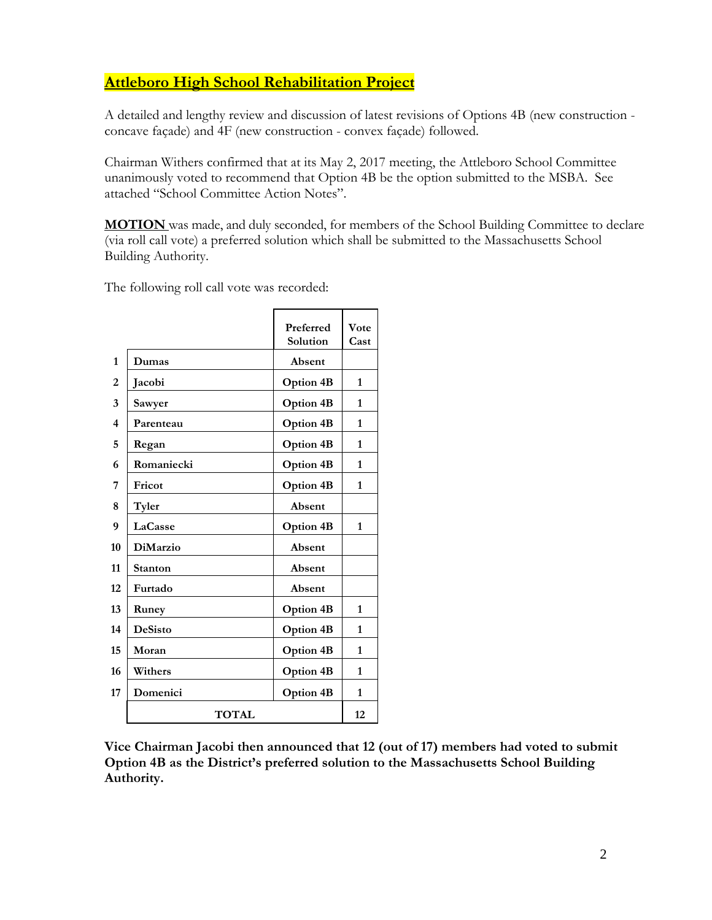## Attleboro High School Rehabilitation Project

A detailed and lengthy review and discussion of latest revisions of Options 4B (new construction - concave façade) and 4F (new construction - convex façade) followed.

Chairman Withers confirmed that at its May 2, 2017 meeting, the Attleboro School Committee unanimously voted to recommend that Option 4B be the option submitted to the MSBA. See attached "School Committee Action Notes".

**MOTION** was made, and duly seconded, for members of the School Building Committee to declare (via roll call vote) a preferred solution which shall be submitted to the Massachusetts School Building Authority.

The following roll call vote was recorded:

| | | Preferred Solution | Vote Cast |
|---|---|---|---|
| 1 | Dumas | Absent | |
| 2 | Jacobi | Option 4B | 1 |
| 3 | Sawyer | Option 4B | 1 |
| 4 | Parenteau | Option 4B | 1 |
| 5 | Regan | Option 4B | 1 |
| 6 | Romaniecki | Option 4B | 1 |
| 7 | Fricot | Option 4B | 1 |
| 8 | Tyler | Absent | |
| 9 | LaCasse | Option 4B | 1 |
| 10 | DiMarzio | Absent | |
| 11 | Stanton | Absent | |
| 12 | Furtado | Absent | |
| 13 | Runey | Option 4B | 1 |
| 14 | DeSisto | Option 4B | 1 |
| 15 | Moran | Option 4B | 1 |
| 16 | Withers | Option 4B | 1 |
| 17 | Domenici | Option 4B | 1 |
| | TOTAL | | 12 |

**Vice Chairman Jacobi then announced that 12 (out of 17) members had voted to submit Option 4B as the District's preferred solution to the Massachusetts School Building Authority.**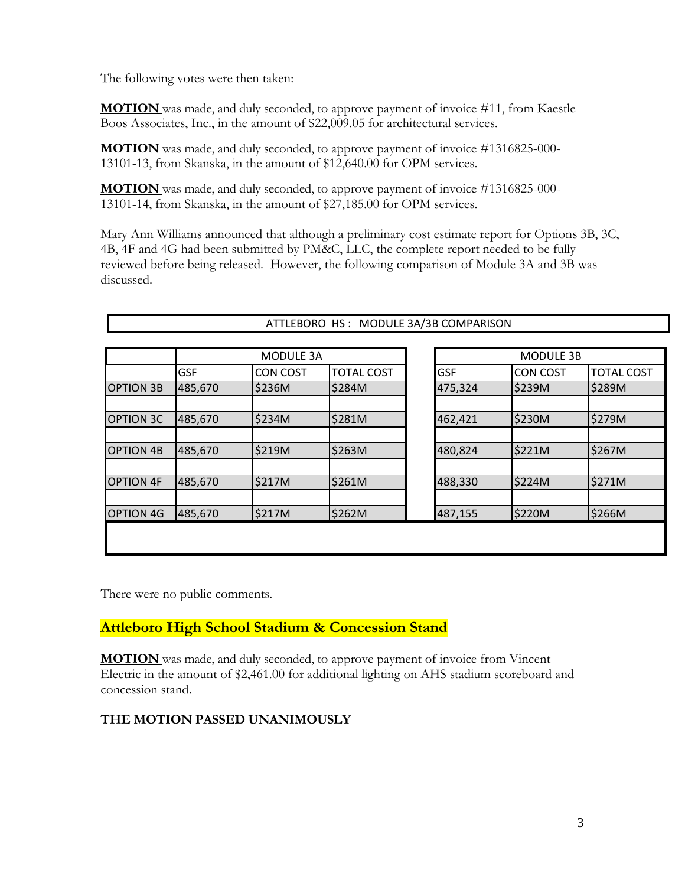The following votes were then taken:

**MOTION** was made, and duly seconded, to approve payment of invoice #11, from Kaestle Boos Associates, Inc., in the amount of $22,009.05 for architectural services.

**MOTION** was made, and duly seconded, to approve payment of invoice #1316825-000-13101-13, from Skanska, in the amount of $12,640.00 for OPM services.

**MOTION** was made, and duly seconded, to approve payment of invoice #1316825-000-13101-14, from Skanska, in the amount of $27,185.00 for OPM services.

Mary Ann Williams announced that although a preliminary cost estimate report for Options 3B, 3C, 4B, 4F and 4G had been submitted by PM&C, LLC, the complete report needed to be fully reviewed before being released. However, the following comparison of Module 3A and 3B was discussed.

ATTLEBORO HS : MODULE 3A/3B COMPARISON

| | MODULE 3A | | | MODULE 3B | | |
|---|---|---|---|---|---|---|
| | GSF | CON COST | TOTAL COST | GSF | CON COST | TOTAL COST |
| OPTION 3B | 485,670 | $236M | $284M | 475,324 | $239M | $289M |
| OPTION 3C | 485,670 | $234M | $281M | 462,421 | $230M | $279M |
| OPTION 4B | 485,670 | $219M | $263M | 480,824 | $221M | $267M |
| OPTION 4F | 485,670 | $217M | $261M | 488,330 | $224M | $271M |
| OPTION 4G | 485,670 | $217M | $262M | 487,155 | $220M | $266M |

There were no public comments.

## Attleboro High School Stadium & Concession Stand

**MOTION** was made, and duly seconded, to approve payment of invoice from Vincent Electric in the amount of $2,461.00 for additional lighting on AHS stadium scoreboard and concession stand.

**THE MOTION PASSED UNANIMOUSLY**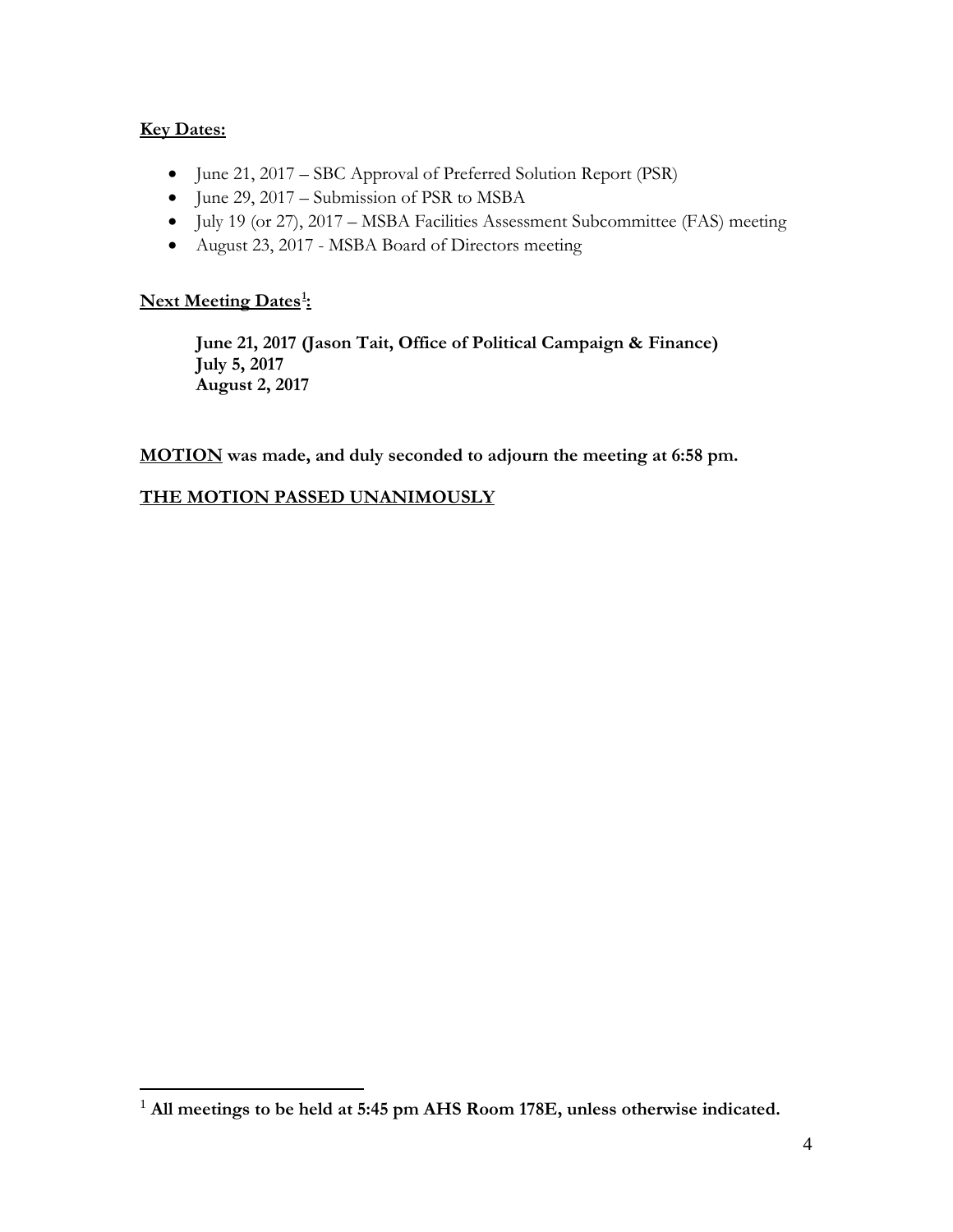**Key Dates:**

- June 21, 2017 – SBC Approval of Preferred Solution Report (PSR)
- June 29, 2017 – Submission of PSR to MSBA
- July 19 (or 27), 2017 – MSBA Facilities Assessment Subcommittee (FAS) meeting
- August 23, 2017 - MSBA Board of Directors meeting

**Next Meeting Dates[1]:**

**June 21, 2017 (Jason Tait, Office of Political Campaign & Finance)**
**July 5, 2017**
**August 2, 2017**

**MOTION was made, and duly seconded to adjourn the meeting at 6:58 pm.**

**THE MOTION PASSED UNANIMOUSLY**

[1] **All meetings to be held at 5:45 pm AHS Room 178E, unless otherwise indicated.**